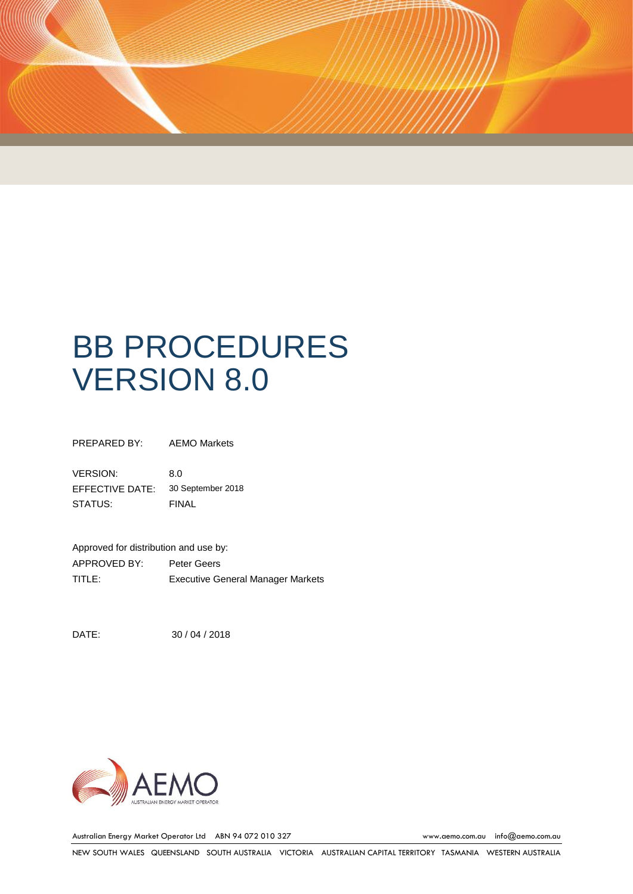# BB PROCEDURES VERSION 8.0

PREPARED BY: AEMO Markets

VERSION: 8.0
EFFECTIVE DATE: 30 September 2018
STATUS: FINAL

Approved for distribution and use by:
APPROVED BY: Peter Geers
TITLE: Executive General Manager Markets

DATE: 30 / 04 / 2018

Australian Energy Market Operator Ltd ABN 94 072 010 327 www.aemo.com.au info@aemo.com.au

NEW SOUTH WALES QUEENSLAND SOUTH AUSTRALIA VICTORIA AUSTRALIAN CAPITAL TERRITORY TASMANIA WESTERN AUSTRALIA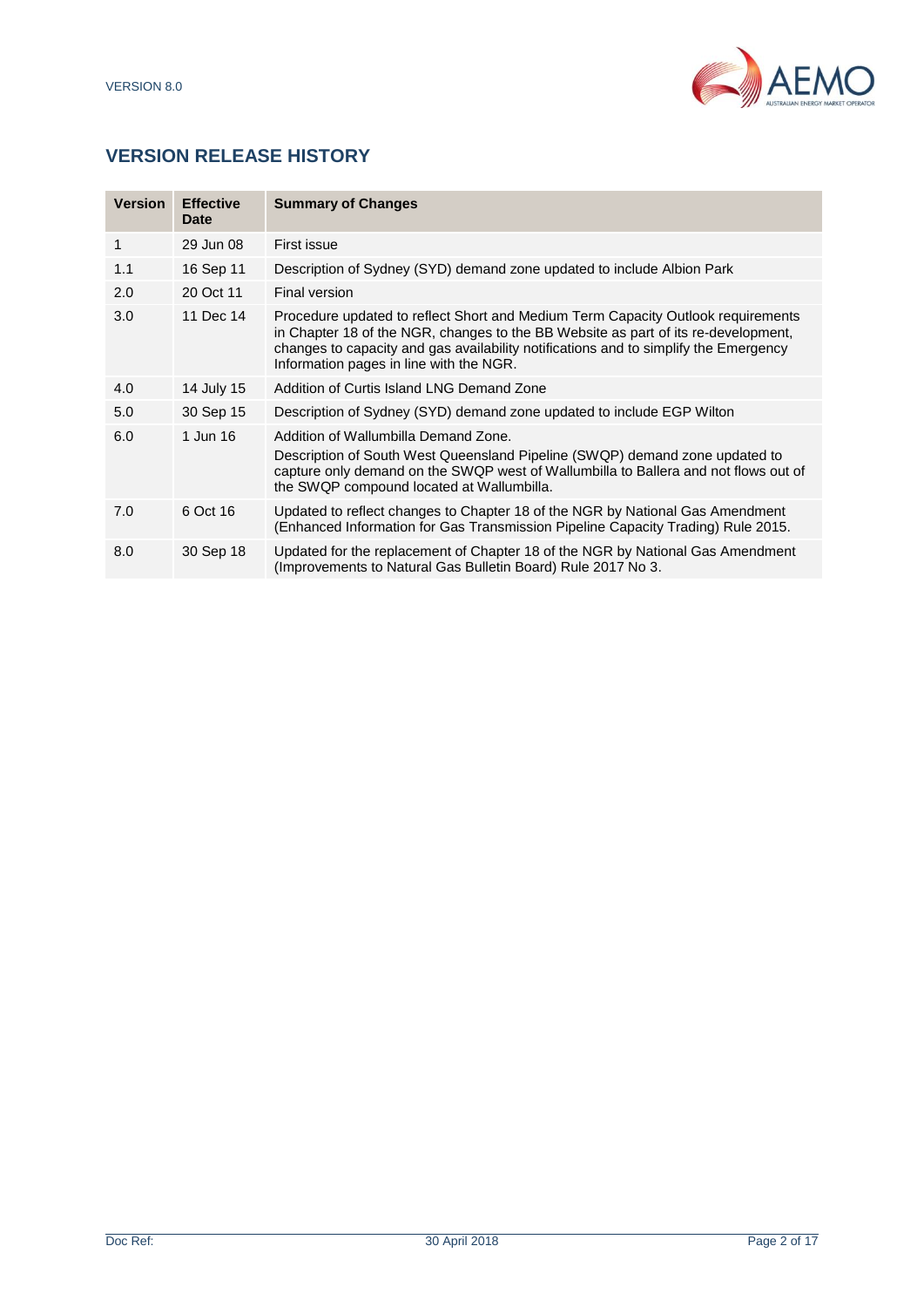## VERSION RELEASE HISTORY

| Version | Effective Date | Summary of Changes |
| --- | --- | --- |
| 1 | 29 Jun 08 | First issue |
| 1.1 | 16 Sep 11 | Description of Sydney (SYD) demand zone updated to include Albion Park |
| 2.0 | 20 Oct 11 | Final version |
| 3.0 | 11 Dec 14 | Procedure updated to reflect Short and Medium Term Capacity Outlook requirements in Chapter 18 of the NGR, changes to the BB Website as part of its re-development, changes to capacity and gas availability notifications and to simplify the Emergency Information pages in line with the NGR. |
| 4.0 | 14 July 15 | Addition of Curtis Island LNG Demand Zone |
| 5.0 | 30 Sep 15 | Description of Sydney (SYD) demand zone updated to include EGP Wilton |
| 6.0 | 1 Jun 16 | Addition of Wallumbilla Demand Zone.<br>Description of South West Queensland Pipeline (SWQP) demand zone updated to capture only demand on the SWQP west of Wallumbilla to Ballera and not flows out of the SWQP compound located at Wallumbilla. |
| 7.0 | 6 Oct 16 | Updated to reflect changes to Chapter 18 of the NGR by National Gas Amendment (Enhanced Information for Gas Transmission Pipeline Capacity Trading) Rule 2015. |
| 8.0 | 30 Sep 18 | Updated for the replacement of Chapter 18 of the NGR by National Gas Amendment (Improvements to Natural Gas Bulletin Board) Rule 2017 No 3. |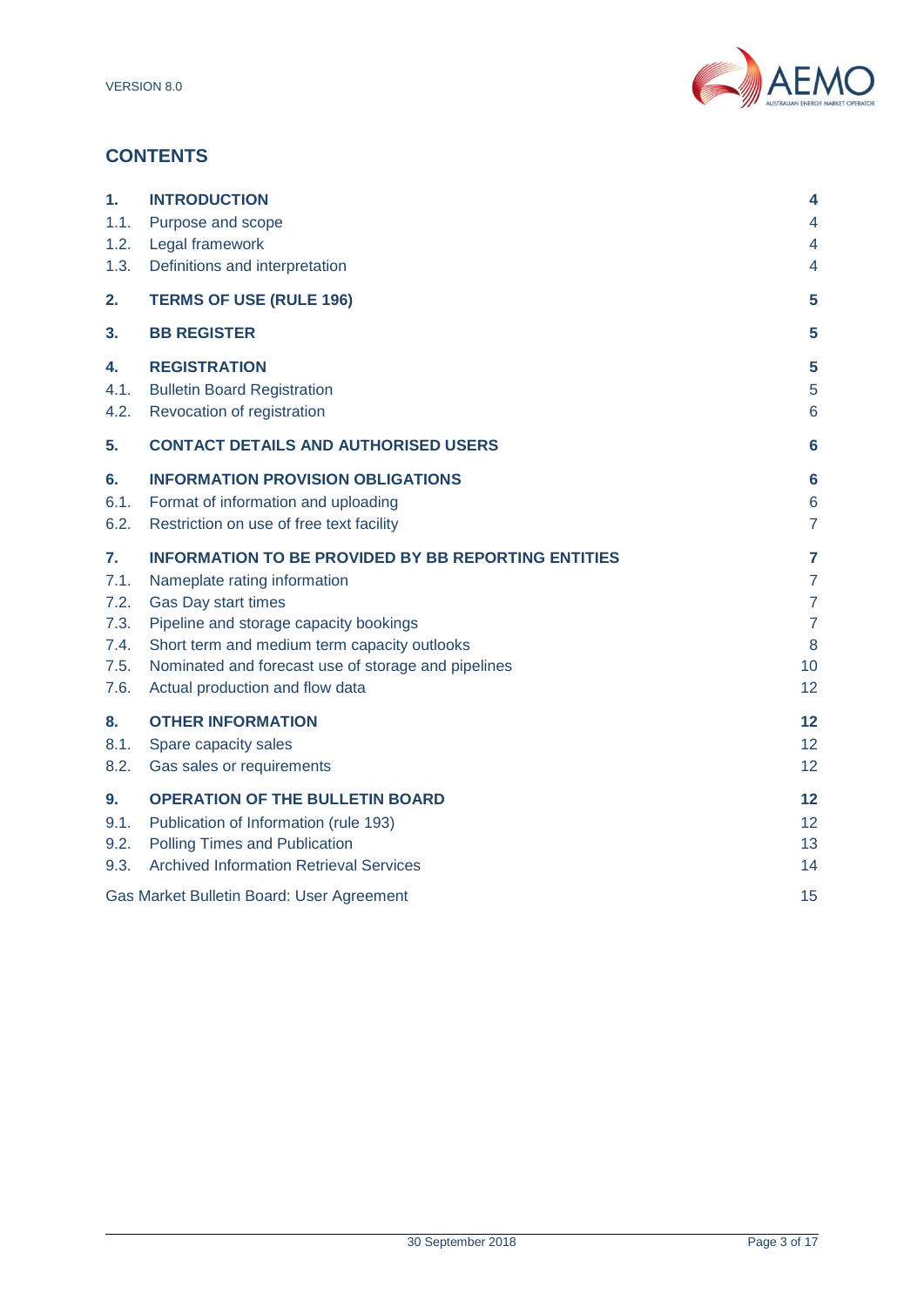## CONTENTS

| | | |
|---|---|---|
| **1.** | **INTRODUCTION** | **4** |
| 1.1. | Purpose and scope | 4 |
| 1.2. | Legal framework | 4 |
| 1.3. | Definitions and interpretation | 4 |
| **2.** | **TERMS OF USE (RULE 196)** | **5** |
| **3.** | **BB REGISTER** | **5** |
| **4.** | **REGISTRATION** | **5** |
| 4.1. | Bulletin Board Registration | 5 |
| 4.2. | Revocation of registration | 6 |
| **5.** | **CONTACT DETAILS AND AUTHORISED USERS** | **6** |
| **6.** | **INFORMATION PROVISION OBLIGATIONS** | **6** |
| 6.1. | Format of information and uploading | 6 |
| 6.2. | Restriction on use of free text facility | 7 |
| **7.** | **INFORMATION TO BE PROVIDED BY BB REPORTING ENTITIES** | **7** |
| 7.1. | Nameplate rating information | 7 |
| 7.2. | Gas Day start times | 7 |
| 7.3. | Pipeline and storage capacity bookings | 7 |
| 7.4. | Short term and medium term capacity outlooks | 8 |
| 7.5. | Nominated and forecast use of storage and pipelines | 10 |
| 7.6. | Actual production and flow data | 12 |
| **8.** | **OTHER INFORMATION** | **12** |
| 8.1. | Spare capacity sales | 12 |
| 8.2. | Gas sales or requirements | 12 |
| **9.** | **OPERATION OF THE BULLETIN BOARD** | **12** |
| 9.1. | Publication of Information (rule 193) | 12 |
| 9.2. | Polling Times and Publication | 13 |
| 9.3. | Archived Information Retrieval Services | 14 |
| | Gas Market Bulletin Board: User Agreement | 15 |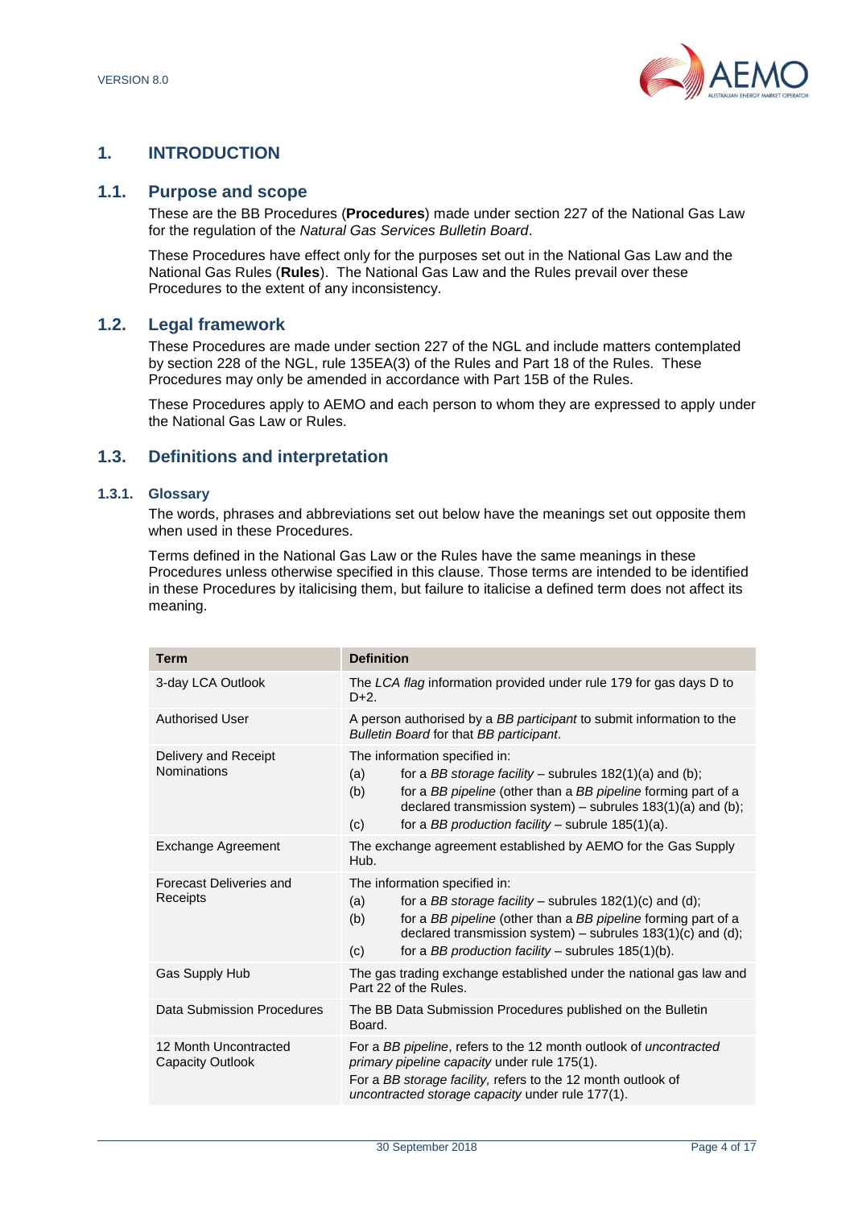# 1. INTRODUCTION

## 1.1. Purpose and scope

These are the BB Procedures (**Procedures**) made under section 227 of the National Gas Law for the regulation of the *Natural Gas Services Bulletin Board*.

These Procedures have effect only for the purposes set out in the National Gas Law and the National Gas Rules (**Rules**). The National Gas Law and the Rules prevail over these Procedures to the extent of any inconsistency.

## 1.2. Legal framework

These Procedures are made under section 227 of the NGL and include matters contemplated by section 228 of the NGL, rule 135EA(3) of the Rules and Part 18 of the Rules. These Procedures may only be amended in accordance with Part 15B of the Rules.

These Procedures apply to AEMO and each person to whom they are expressed to apply under the National Gas Law or Rules.

## 1.3. Definitions and interpretation

### 1.3.1. Glossary

The words, phrases and abbreviations set out below have the meanings set out opposite them when used in these Procedures.

Terms defined in the National Gas Law or the Rules have the same meanings in these Procedures unless otherwise specified in this clause. Those terms are intended to be identified in these Procedures by italicising them, but failure to italicise a defined term does not affect its meaning.

| Term | Definition |
|---|---|
| 3-day LCA Outlook | The *LCA flag* information provided under rule 179 for gas days D to D+2. |
| Authorised User | A person authorised by a *BB participant* to submit information to the *Bulletin Board* for that *BB participant*. |
| Delivery and Receipt Nominations | The information specified in:<br>(a) for a *BB storage facility* – subrules 182(1)(a) and (b);<br>(b) for a *BB pipeline* (other than a *BB pipeline* forming part of a declared transmission system) – subrules 183(1)(a) and (b);<br>(c) for a *BB production facility* – subrule 185(1)(a). |
| Exchange Agreement | The exchange agreement established by AEMO for the Gas Supply Hub. |
| Forecast Deliveries and Receipts | The information specified in:<br>(a) for a *BB storage facility* – subrules 182(1)(c) and (d);<br>(b) for a *BB pipeline* (other than a *BB pipeline* forming part of a declared transmission system) – subrules 183(1)(c) and (d);<br>(c) for a *BB production facility* – subrules 185(1)(b). |
| Gas Supply Hub | The gas trading exchange established under the national gas law and Part 22 of the Rules. |
| Data Submission Procedures | The BB Data Submission Procedures published on the Bulletin Board. |
| 12 Month Uncontracted Capacity Outlook | For a *BB pipeline*, refers to the 12 month outlook of *uncontracted primary pipeline capacity* under rule 175(1).<br>For a *BB storage facility,* refers to the 12 month outlook of *uncontracted storage capacity* under rule 177(1). |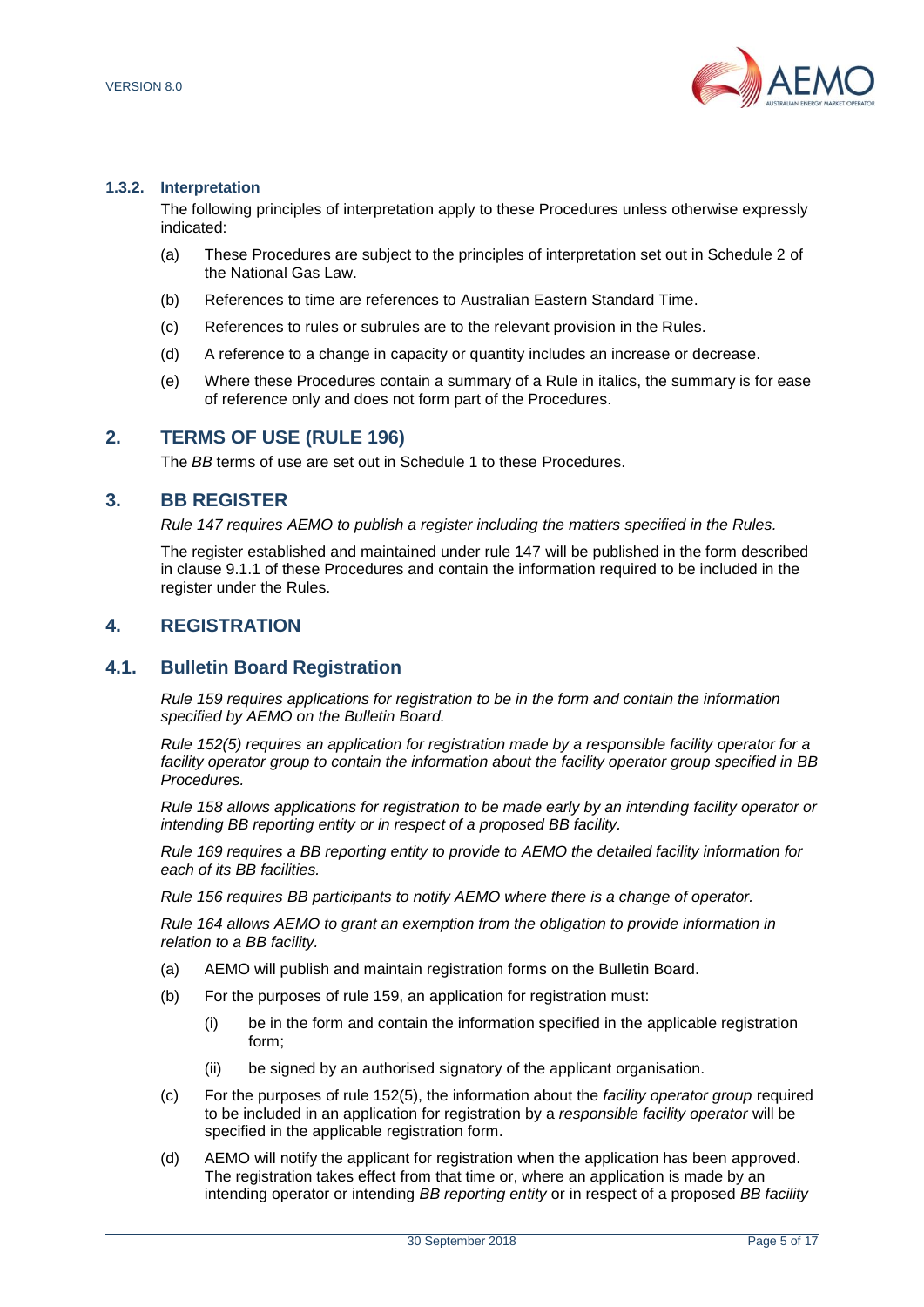#### 1.3.2. Interpretation

The following principles of interpretation apply to these Procedures unless otherwise expressly indicated:

(a) These Procedures are subject to the principles of interpretation set out in Schedule 2 of the National Gas Law.

(b) References to time are references to Australian Eastern Standard Time.

(c) References to rules or subrules are to the relevant provision in the Rules.

(d) A reference to a change in capacity or quantity includes an increase or decrease.

(e) Where these Procedures contain a summary of a Rule in italics, the summary is for ease of reference only and does not form part of the Procedures.

## 2. TERMS OF USE (RULE 196)

The *BB* terms of use are set out in Schedule 1 to these Procedures.

## 3. BB REGISTER

*Rule 147 requires AEMO to publish a register including the matters specified in the Rules.*

The register established and maintained under rule 147 will be published in the form described in clause 9.1.1 of these Procedures and contain the information required to be included in the register under the Rules.

## 4. REGISTRATION

### 4.1. Bulletin Board Registration

*Rule 159 requires applications for registration to be in the form and contain the information specified by AEMO on the Bulletin Board.*

*Rule 152(5) requires an application for registration made by a responsible facility operator for a facility operator group to contain the information about the facility operator group specified in BB Procedures.*

*Rule 158 allows applications for registration to be made early by an intending facility operator or intending BB reporting entity or in respect of a proposed BB facility.*

*Rule 169 requires a BB reporting entity to provide to AEMO the detailed facility information for each of its BB facilities.*

*Rule 156 requires BB participants to notify AEMO where there is a change of operator.*

*Rule 164 allows AEMO to grant an exemption from the obligation to provide information in relation to a BB facility.*

(a) AEMO will publish and maintain registration forms on the Bulletin Board.

(b) For the purposes of rule 159, an application for registration must:

 (i) be in the form and contain the information specified in the applicable registration form;

 (ii) be signed by an authorised signatory of the applicant organisation.

(c) For the purposes of rule 152(5), the information about the *facility operator group* required to be included in an application for registration by a *responsible facility operator* will be specified in the applicable registration form.

(d) AEMO will notify the applicant for registration when the application has been approved. The registration takes effect from that time or, where an application is made by an intending operator or intending *BB reporting entity* or in respect of a proposed *BB facility*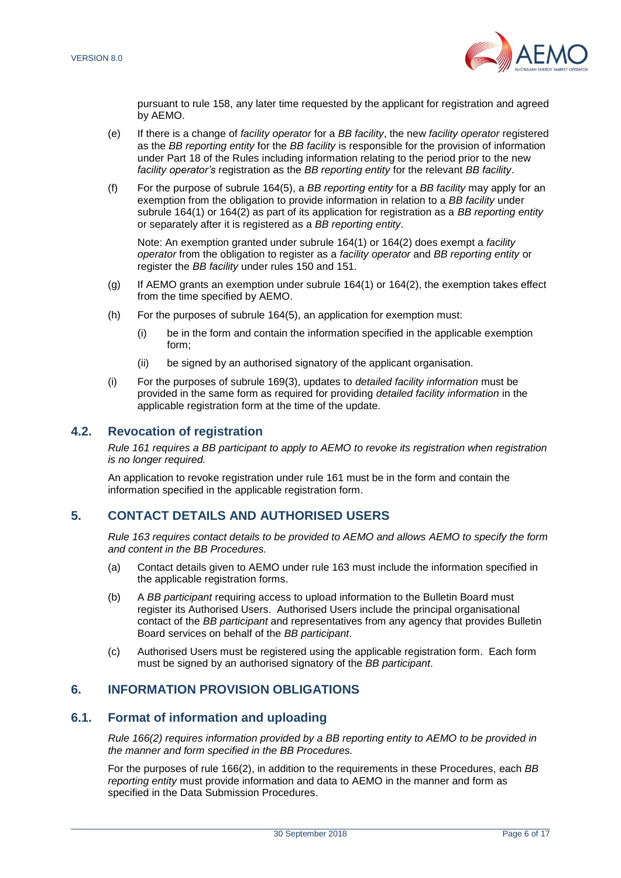pursuant to rule 158, any later time requested by the applicant for registration and agreed by AEMO.

(e) If there is a change of *facility operator* for a *BB facility*, the new *facility operator* registered as the *BB reporting entity* for the *BB facility* is responsible for the provision of information under Part 18 of the Rules including information relating to the period prior to the new *facility operator's* registration as the *BB reporting entity* for the relevant *BB facility*.

(f) For the purpose of subrule 164(5), a *BB reporting entity* for a *BB facility* may apply for an exemption from the obligation to provide information in relation to a *BB facility* under subrule 164(1) or 164(2) as part of its application for registration as a *BB reporting entity* or separately after it is registered as a *BB reporting entity*.

Note: An exemption granted under subrule 164(1) or 164(2) does exempt a *facility operator* from the obligation to register as a *facility operator* and *BB reporting entity* or register the *BB facility* under rules 150 and 151.

(g) If AEMO grants an exemption under subrule 164(1) or 164(2), the exemption takes effect from the time specified by AEMO.

(h) For the purposes of subrule 164(5), an application for exemption must:

(i) be in the form and contain the information specified in the applicable exemption form;

(ii) be signed by an authorised signatory of the applicant organisation.

(i) For the purposes of subrule 169(3), updates to *detailed facility information* must be provided in the same form as required for providing *detailed facility information* in the applicable registration form at the time of the update.

## 4.2. Revocation of registration

*Rule 161 requires a BB participant to apply to AEMO to revoke its registration when registration is no longer required.*

An application to revoke registration under rule 161 must be in the form and contain the information specified in the applicable registration form.

# 5. CONTACT DETAILS AND AUTHORISED USERS

*Rule 163 requires contact details to be provided to AEMO and allows AEMO to specify the form and content in the BB Procedures.*

(a) Contact details given to AEMO under rule 163 must include the information specified in the applicable registration forms.

(b) A *BB participant* requiring access to upload information to the Bulletin Board must register its Authorised Users. Authorised Users include the principal organisational contact of the *BB participant* and representatives from any agency that provides Bulletin Board services on behalf of the *BB participant*.

(c) Authorised Users must be registered using the applicable registration form. Each form must be signed by an authorised signatory of the *BB participant*.

# 6. INFORMATION PROVISION OBLIGATIONS

## 6.1. Format of information and uploading

*Rule 166(2) requires information provided by a BB reporting entity to AEMO to be provided in the manner and form specified in the BB Procedures.*

For the purposes of rule 166(2), in addition to the requirements in these Procedures, each *BB reporting entity* must provide information and data to AEMO in the manner and form as specified in the Data Submission Procedures.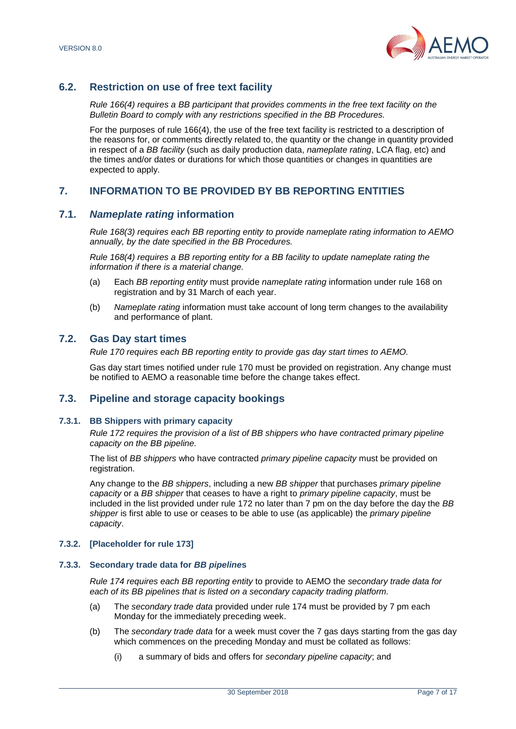## 6.2. Restriction on use of free text facility

*Rule 166(4) requires a BB participant that provides comments in the free text facility on the Bulletin Board to comply with any restrictions specified in the BB Procedures.*

For the purposes of rule 166(4), the use of the free text facility is restricted to a description of the reasons for, or comments directly related to, the quantity or the change in quantity provided in respect of a *BB facility* (such as daily production data, *nameplate rating*, LCA flag, etc) and the times and/or dates or durations for which those quantities or changes in quantities are expected to apply.

# 7. INFORMATION TO BE PROVIDED BY BB REPORTING ENTITIES

## 7.1. *Nameplate rating* information

*Rule 168(3) requires each BB reporting entity to provide nameplate rating information to AEMO annually, by the date specified in the BB Procedures.*

*Rule 168(4) requires a BB reporting entity for a BB facility to update nameplate rating the information if there is a material change.*

(a) Each *BB reporting entity* must provide *nameplate rating* information under rule 168 on registration and by 31 March of each year.

(b) *Nameplate rating* information must take account of long term changes to the availability and performance of plant.

## 7.2. Gas Day start times

*Rule 170 requires each BB reporting entity to provide gas day start times to AEMO.*

Gas day start times notified under rule 170 must be provided on registration. Any change must be notified to AEMO a reasonable time before the change takes effect.

## 7.3. Pipeline and storage capacity bookings

### 7.3.1. BB Shippers with primary capacity

*Rule 172 requires the provision of a list of BB shippers who have contracted primary pipeline capacity on the BB pipeline.*

The list of *BB shippers* who have contracted *primary pipeline capacity* must be provided on registration.

Any change to the *BB shippers*, including a new *BB shipper* that purchases *primary pipeline capacity* or a *BB shipper* that ceases to have a right to *primary pipeline capacity*, must be included in the list provided under rule 172 no later than 7 pm on the day before the day the *BB shipper* is first able to use or ceases to be able to use (as applicable) the *primary pipeline capacity*.

### 7.3.2. [Placeholder for rule 173]

### 7.3.3. Secondary trade data for *BB pipeline*s

*Rule 174 requires each BB reporting entity* to provide to AEMO the *secondary trade data for each of its BB pipelines that is listed on a secondary capacity trading platform.*

(a) The *secondary trade data* provided under rule 174 must be provided by 7 pm each Monday for the immediately preceding week.

(b) The *secondary trade data* for a week must cover the 7 gas days starting from the gas day which commences on the preceding Monday and must be collated as follows:

   (i) a summary of bids and offers for *secondary pipeline capacity*; and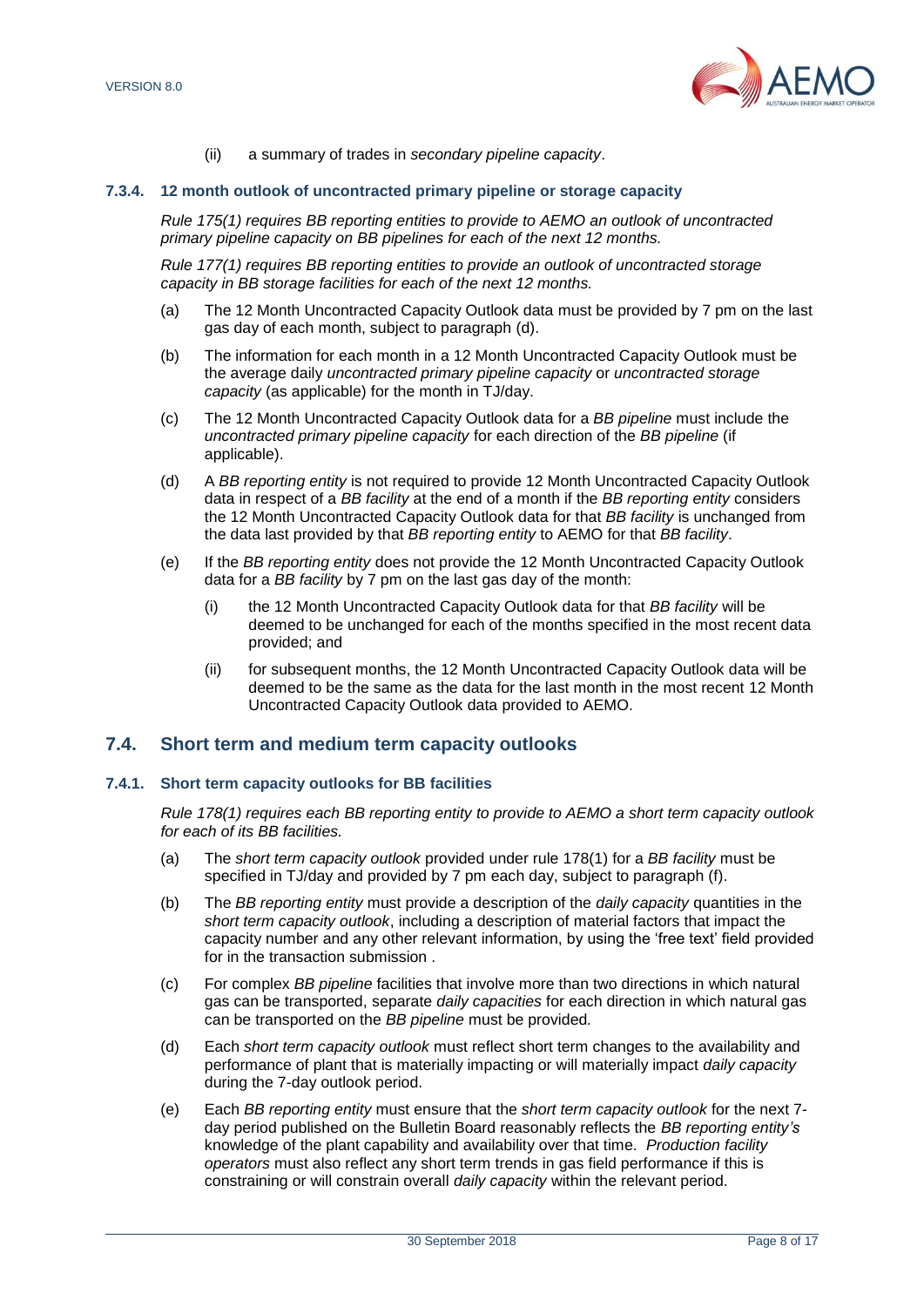(ii) a summary of trades in *secondary pipeline capacity*.

#### 7.3.4. 12 month outlook of uncontracted primary pipeline or storage capacity

*Rule 175(1) requires BB reporting entities to provide to AEMO an outlook of uncontracted primary pipeline capacity on BB pipelines for each of the next 12 months.*

*Rule 177(1) requires BB reporting entities to provide an outlook of uncontracted storage capacity in BB storage facilities for each of the next 12 months.*

(a) The 12 Month Uncontracted Capacity Outlook data must be provided by 7 pm on the last gas day of each month, subject to paragraph (d).

(b) The information for each month in a 12 Month Uncontracted Capacity Outlook must be the average daily *uncontracted primary pipeline capacity* or *uncontracted storage capacity* (as applicable) for the month in TJ/day.

(c) The 12 Month Uncontracted Capacity Outlook data for a *BB pipeline* must include the *uncontracted primary pipeline capacity* for each direction of the *BB pipeline* (if applicable).

(d) A *BB reporting entity* is not required to provide 12 Month Uncontracted Capacity Outlook data in respect of a *BB facility* at the end of a month if the *BB reporting entity* considers the 12 Month Uncontracted Capacity Outlook data for that *BB facility* is unchanged from the data last provided by that *BB reporting entity* to AEMO for that *BB facility*.

(e) If the *BB reporting entity* does not provide the 12 Month Uncontracted Capacity Outlook data for a *BB facility* by 7 pm on the last gas day of the month:

(i) the 12 Month Uncontracted Capacity Outlook data for that *BB facility* will be deemed to be unchanged for each of the months specified in the most recent data provided; and

(ii) for subsequent months, the 12 Month Uncontracted Capacity Outlook data will be deemed to be the same as the data for the last month in the most recent 12 Month Uncontracted Capacity Outlook data provided to AEMO.

### 7.4. Short term and medium term capacity outlooks

#### 7.4.1. Short term capacity outlooks for BB facilities

*Rule 178(1) requires each BB reporting entity to provide to AEMO a short term capacity outlook for each of its BB facilities.*

(a) The *short term capacity outlook* provided under rule 178(1) for a *BB facility* must be specified in TJ/day and provided by 7 pm each day, subject to paragraph (f).

(b) The *BB reporting entity* must provide a description of the *daily capacity* quantities in the *short term capacity outlook*, including a description of material factors that impact the capacity number and any other relevant information, by using the 'free text' field provided for in the transaction submission .

(c) For complex *BB pipeline* facilities that involve more than two directions in which natural gas can be transported, separate *daily capacities* for each direction in which natural gas can be transported on the *BB pipeline* must be provided*.*

(d) Each *short term capacity outlook* must reflect short term changes to the availability and performance of plant that is materially impacting or will materially impact *daily capacity* during the 7-day outlook period.

(e) Each *BB reporting entity* must ensure that the *short term capacity outlook* for the next 7-day period published on the Bulletin Board reasonably reflects the *BB reporting entity's* knowledge of the plant capability and availability over that time. *Production facility operators* must also reflect any short term trends in gas field performance if this is constraining or will constrain overall *daily capacity* within the relevant period.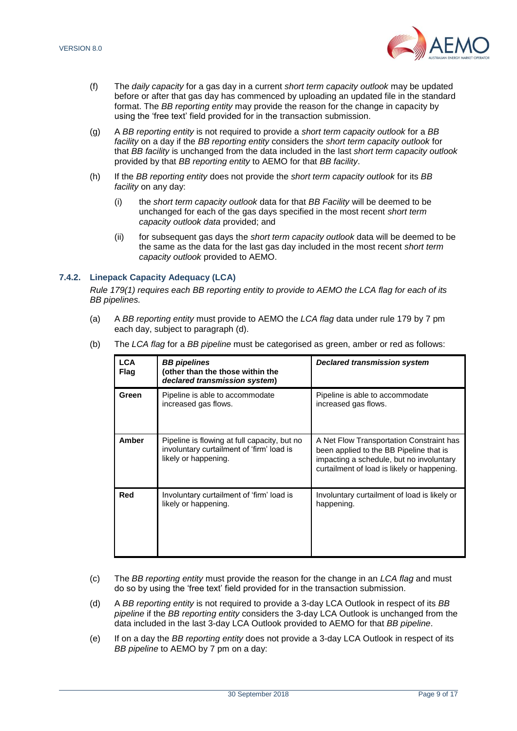(f) The *daily capacity* for a gas day in a current *short term capacity outlook* may be updated before or after that gas day has commenced by uploading an updated file in the standard format. The *BB reporting entity* may provide the reason for the change in capacity by using the 'free text' field provided for in the transaction submission.

(g) A *BB reporting entity* is not required to provide a *short term capacity outlook* for a *BB facility* on a day if the *BB reporting entity* considers the *short term capacity outlook* for that *BB facility* is unchanged from the data included in the last *short term capacity outlook* provided by that *BB reporting entity* to AEMO for that *BB facility*.

(h) If the *BB reporting entity* does not provide the *short term capacity outlook* for its *BB facility* on any day:

  (i) the *short term capacity outlook* data for that *BB Facility* will be deemed to be unchanged for each of the gas days specified in the most recent *short term capacity outlook data* provided; and

  (ii) for subsequent gas days the *short term capacity outlook* data will be deemed to be the same as the data for the last gas day included in the most recent *short term capacity outlook* provided to AEMO.

### 7.4.2. Linepack Capacity Adequacy (LCA)

*Rule 179(1) requires each BB reporting entity to provide to AEMO the LCA flag for each of its BB pipelines.*

(a) A *BB reporting entity* must provide to AEMO the *LCA flag* data under rule 179 by 7 pm each day, subject to paragraph (d).

(b) The *LCA flag* for a *BB pipeline* must be categorised as green, amber or red as follows:

| LCA Flag | *BB pipelines* (other than the those within the *declared transmission system*) | *Declared transmission system* |
|---|---|---|
| Green | Pipeline is able to accommodate increased gas flows. | Pipeline is able to accommodate increased gas flows. |
| Amber | Pipeline is flowing at full capacity, but no involuntary curtailment of 'firm' load is likely or happening. | A Net Flow Transportation Constraint has been applied to the BB Pipeline that is impacting a schedule, but no involuntary curtailment of load is likely or happening. |
| Red | Involuntary curtailment of 'firm' load is likely or happening. | Involuntary curtailment of load is likely or happening. |

(c) The *BB reporting entity* must provide the reason for the change in an *LCA flag* and must do so by using the 'free text' field provided for in the transaction submission.

(d) A *BB reporting entity* is not required to provide a 3-day LCA Outlook in respect of its *BB pipeline* if the *BB reporting entity* considers the 3-day LCA Outlook is unchanged from the data included in the last 3-day LCA Outlook provided to AEMO for that *BB pipeline*.

(e) If on a day the *BB reporting entity* does not provide a 3-day LCA Outlook in respect of its *BB pipeline* to AEMO by 7 pm on a day: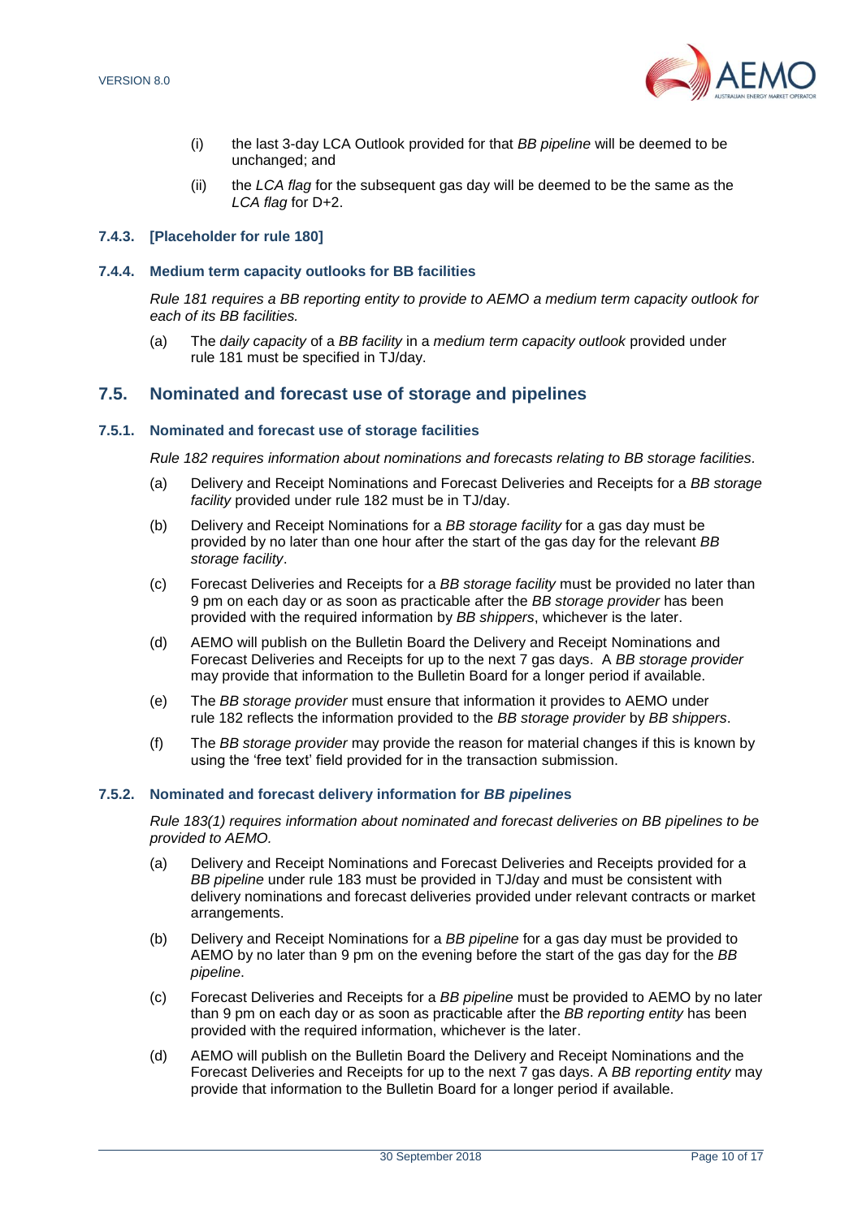(i) the last 3-day LCA Outlook provided for that *BB pipeline* will be deemed to be unchanged; and

(ii) the *LCA flag* for the subsequent gas day will be deemed to be the same as the *LCA flag* for D+2.

#### 7.4.3. [Placeholder for rule 180]

#### 7.4.4. Medium term capacity outlooks for BB facilities

*Rule 181 requires a BB reporting entity to provide to AEMO a medium term capacity outlook for each of its BB facilities.*

(a) The *daily capacity* of a *BB facility* in a *medium term capacity outlook* provided under rule 181 must be specified in TJ/day.

## 7.5. Nominated and forecast use of storage and pipelines

#### 7.5.1. Nominated and forecast use of storage facilities

*Rule 182 requires information about nominations and forecasts relating to BB storage facilities.*

(a) Delivery and Receipt Nominations and Forecast Deliveries and Receipts for a *BB storage facility* provided under rule 182 must be in TJ/day.

(b) Delivery and Receipt Nominations for a *BB storage facility* for a gas day must be provided by no later than one hour after the start of the gas day for the relevant *BB storage facility*.

(c) Forecast Deliveries and Receipts for a *BB storage facility* must be provided no later than 9 pm on each day or as soon as practicable after the *BB storage provider* has been provided with the required information by *BB shippers*, whichever is the later.

(d) AEMO will publish on the Bulletin Board the Delivery and Receipt Nominations and Forecast Deliveries and Receipts for up to the next 7 gas days. A *BB storage provider* may provide that information to the Bulletin Board for a longer period if available.

(e) The *BB storage provider* must ensure that information it provides to AEMO under rule 182 reflects the information provided to the *BB storage provider* by *BB shippers*.

(f) The *BB storage provider* may provide the reason for material changes if this is known by using the 'free text' field provided for in the transaction submission.

#### 7.5.2. Nominated and forecast delivery information for *BB pipelines*

*Rule 183(1) requires information about nominated and forecast deliveries on BB pipelines to be provided to AEMO.*

(a) Delivery and Receipt Nominations and Forecast Deliveries and Receipts provided for a *BB pipeline* under rule 183 must be provided in TJ/day and must be consistent with delivery nominations and forecast deliveries provided under relevant contracts or market arrangements.

(b) Delivery and Receipt Nominations for a *BB pipeline* for a gas day must be provided to AEMO by no later than 9 pm on the evening before the start of the gas day for the *BB pipeline*.

(c) Forecast Deliveries and Receipts for a *BB pipeline* must be provided to AEMO by no later than 9 pm on each day or as soon as practicable after the *BB reporting entity* has been provided with the required information, whichever is the later.

(d) AEMO will publish on the Bulletin Board the Delivery and Receipt Nominations and the Forecast Deliveries and Receipts for up to the next 7 gas days. A *BB reporting entity* may provide that information to the Bulletin Board for a longer period if available.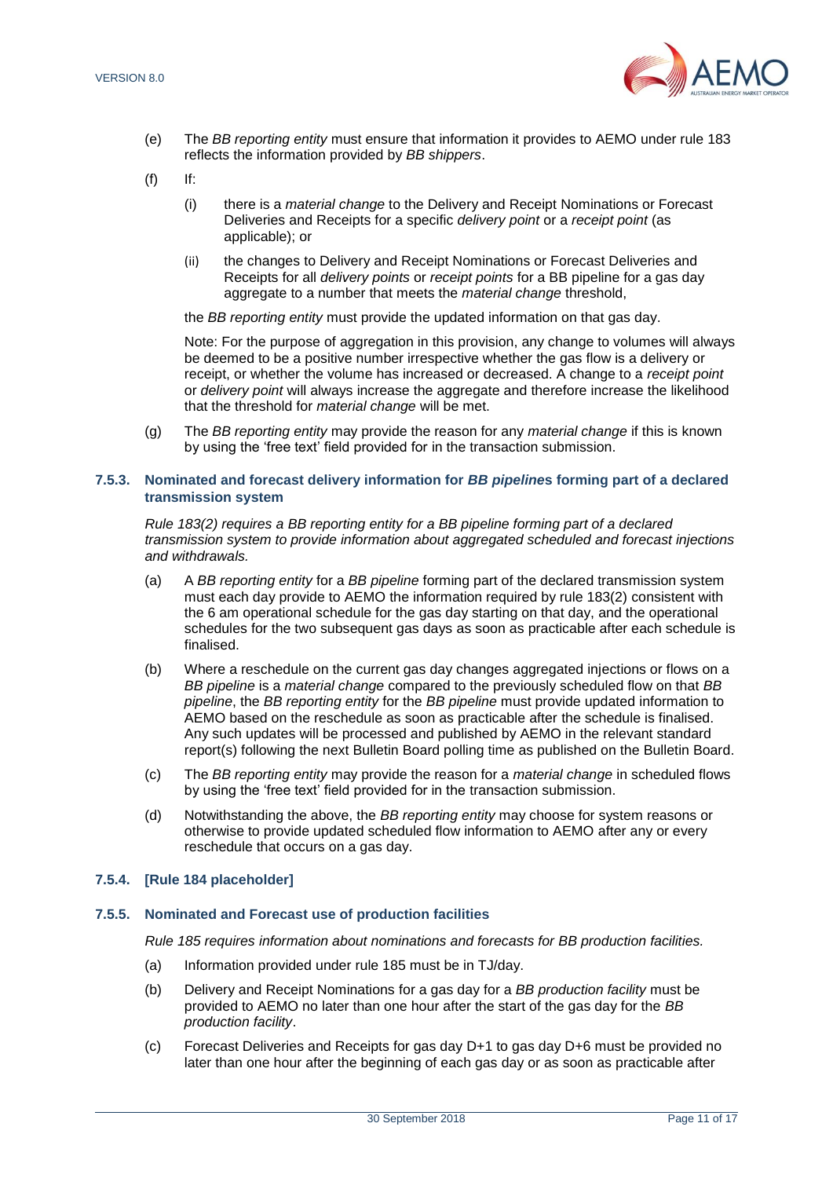(e) The *BB reporting entity* must ensure that information it provides to AEMO under rule 183 reflects the information provided by *BB shippers*.

(f) If:

(i) there is a *material change* to the Delivery and Receipt Nominations or Forecast Deliveries and Receipts for a specific *delivery point* or a *receipt point* (as applicable); or

(ii) the changes to Delivery and Receipt Nominations or Forecast Deliveries and Receipts for all *delivery points* or *receipt points* for a BB pipeline for a gas day aggregate to a number that meets the *material change* threshold,

the *BB reporting entity* must provide the updated information on that gas day.

Note: For the purpose of aggregation in this provision, any change to volumes will always be deemed to be a positive number irrespective whether the gas flow is a delivery or receipt, or whether the volume has increased or decreased. A change to a *receipt point* or *delivery point* will always increase the aggregate and therefore increase the likelihood that the threshold for *material change* will be met.

(g) The *BB reporting entity* may provide the reason for any *material change* if this is known by using the 'free text' field provided for in the transaction submission.

### 7.5.3. Nominated and forecast delivery information for *BB pipelines* forming part of a declared transmission system

*Rule 183(2) requires a BB reporting entity for a BB pipeline forming part of a declared transmission system to provide information about aggregated scheduled and forecast injections and withdrawals.*

(a) A *BB reporting entity* for a *BB pipeline* forming part of the declared transmission system must each day provide to AEMO the information required by rule 183(2) consistent with the 6 am operational schedule for the gas day starting on that day, and the operational schedules for the two subsequent gas days as soon as practicable after each schedule is finalised.

(b) Where a reschedule on the current gas day changes aggregated injections or flows on a *BB pipeline* is a *material change* compared to the previously scheduled flow on that *BB pipeline*, the *BB reporting entity* for the *BB pipeline* must provide updated information to AEMO based on the reschedule as soon as practicable after the schedule is finalised. Any such updates will be processed and published by AEMO in the relevant standard report(s) following the next Bulletin Board polling time as published on the Bulletin Board.

(c) The *BB reporting entity* may provide the reason for a *material change* in scheduled flows by using the 'free text' field provided for in the transaction submission.

(d) Notwithstanding the above, the *BB reporting entity* may choose for system reasons or otherwise to provide updated scheduled flow information to AEMO after any or every reschedule that occurs on a gas day.

### 7.5.4. [Rule 184 placeholder]

### 7.5.5. Nominated and Forecast use of production facilities

*Rule 185 requires information about nominations and forecasts for BB production facilities.*

(a) Information provided under rule 185 must be in TJ/day.

(b) Delivery and Receipt Nominations for a gas day for a *BB production facility* must be provided to AEMO no later than one hour after the start of the gas day for the *BB production facility*.

(c) Forecast Deliveries and Receipts for gas day D+1 to gas day D+6 must be provided no later than one hour after the beginning of each gas day or as soon as practicable after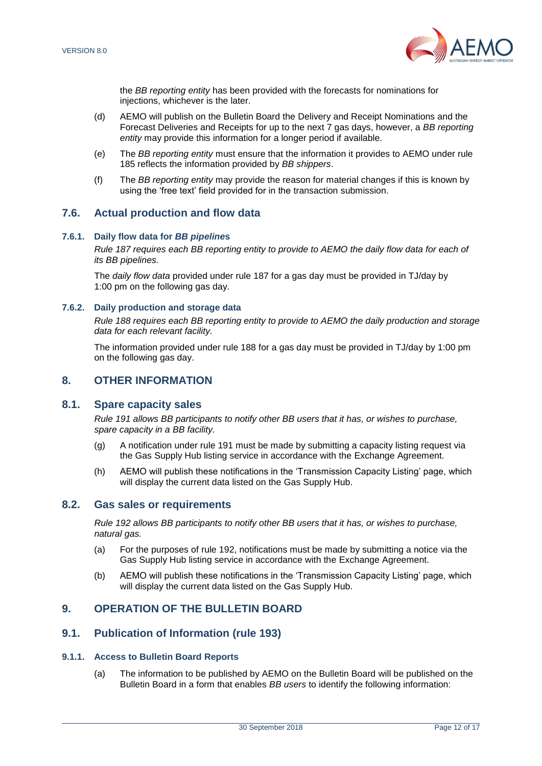the *BB reporting entity* has been provided with the forecasts for nominations for injections, whichever is the later.

(d) AEMO will publish on the Bulletin Board the Delivery and Receipt Nominations and the Forecast Deliveries and Receipts for up to the next 7 gas days, however, a *BB reporting entity* may provide this information for a longer period if available.

(e) The *BB reporting entity* must ensure that the information it provides to AEMO under rule 185 reflects the information provided by *BB shippers*.

(f) The *BB reporting entity* may provide the reason for material changes if this is known by using the 'free text' field provided for in the transaction submission.

## 7.6. Actual production and flow data

### 7.6.1. Daily flow data for *BB pipeline*s

*Rule 187 requires each BB reporting entity to provide to AEMO the daily flow data for each of its BB pipelines.*

The *daily flow data* provided under rule 187 for a gas day must be provided in TJ/day by 1:00 pm on the following gas day.

### 7.6.2. Daily production and storage data

*Rule 188 requires each BB reporting entity to provide to AEMO the daily production and storage data for each relevant facility.*

The information provided under rule 188 for a gas day must be provided in TJ/day by 1:00 pm on the following gas day.

# 8. OTHER INFORMATION

## 8.1. Spare capacity sales

*Rule 191 allows BB participants to notify other BB users that it has, or wishes to purchase, spare capacity in a BB facility.*

(g) A notification under rule 191 must be made by submitting a capacity listing request via the Gas Supply Hub listing service in accordance with the Exchange Agreement.

(h) AEMO will publish these notifications in the 'Transmission Capacity Listing' page, which will display the current data listed on the Gas Supply Hub.

## 8.2. Gas sales or requirements

*Rule 192 allows BB participants to notify other BB users that it has, or wishes to purchase, natural gas.*

(a) For the purposes of rule 192, notifications must be made by submitting a notice via the Gas Supply Hub listing service in accordance with the Exchange Agreement.

(b) AEMO will publish these notifications in the 'Transmission Capacity Listing' page, which will display the current data listed on the Gas Supply Hub.

# 9. OPERATION OF THE BULLETIN BOARD

## 9.1. Publication of Information (rule 193)

### 9.1.1. Access to Bulletin Board Reports

(a) The information to be published by AEMO on the Bulletin Board will be published on the Bulletin Board in a form that enables *BB users* to identify the following information: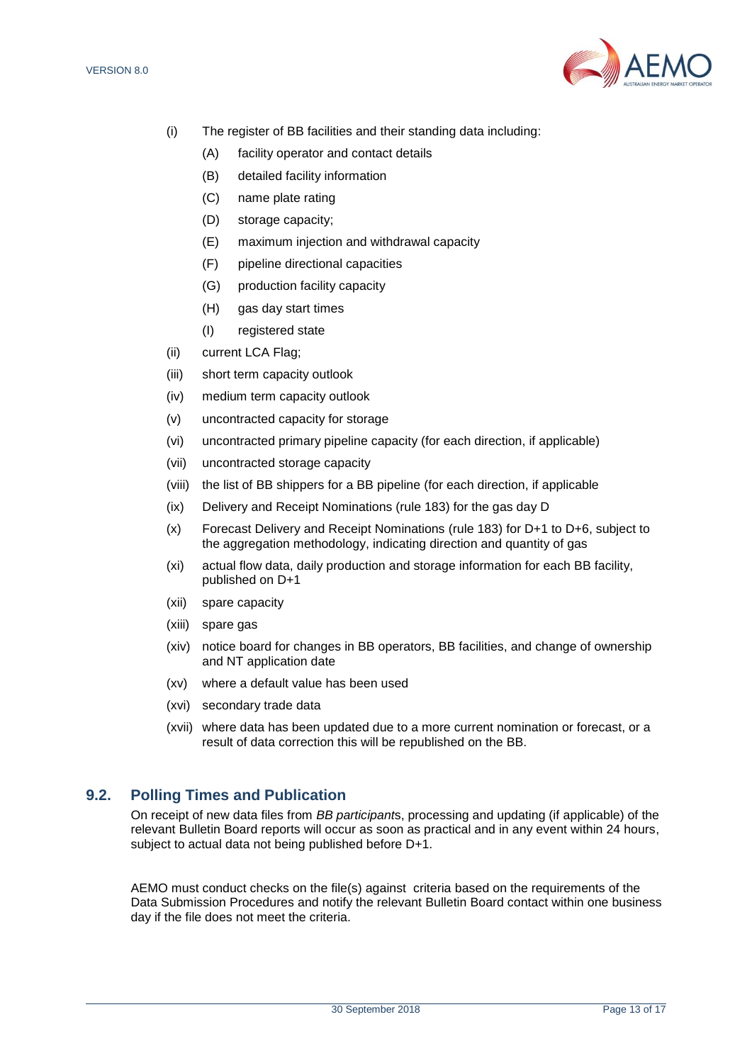(i) The register of BB facilities and their standing data including:

  (A) facility operator and contact details

  (B) detailed facility information

  (C) name plate rating

  (D) storage capacity;

  (E) maximum injection and withdrawal capacity

  (F) pipeline directional capacities

  (G) production facility capacity

  (H) gas day start times

  (I) registered state

(ii) current LCA Flag;

(iii) short term capacity outlook

(iv) medium term capacity outlook

(v) uncontracted capacity for storage

(vi) uncontracted primary pipeline capacity (for each direction, if applicable)

(vii) uncontracted storage capacity

(viii) the list of BB shippers for a BB pipeline (for each direction, if applicable

(ix) Delivery and Receipt Nominations (rule 183) for the gas day D

(x) Forecast Delivery and Receipt Nominations (rule 183) for D+1 to D+6, subject to the aggregation methodology, indicating direction and quantity of gas

(xi) actual flow data, daily production and storage information for each BB facility, published on D+1

(xii) spare capacity

(xiii) spare gas

(xiv) notice board for changes in BB operators, BB facilities, and change of ownership and NT application date

(xv) where a default value has been used

(xvi) secondary trade data

(xvii) where data has been updated due to a more current nomination or forecast, or a result of data correction this will be republished on the BB.

## 9.2. Polling Times and Publication

On receipt of new data files from *BB participant*s, processing and updating (if applicable) of the relevant Bulletin Board reports will occur as soon as practical and in any event within 24 hours, subject to actual data not being published before D+1.

AEMO must conduct checks on the file(s) against criteria based on the requirements of the Data Submission Procedures and notify the relevant Bulletin Board contact within one business day if the file does not meet the criteria.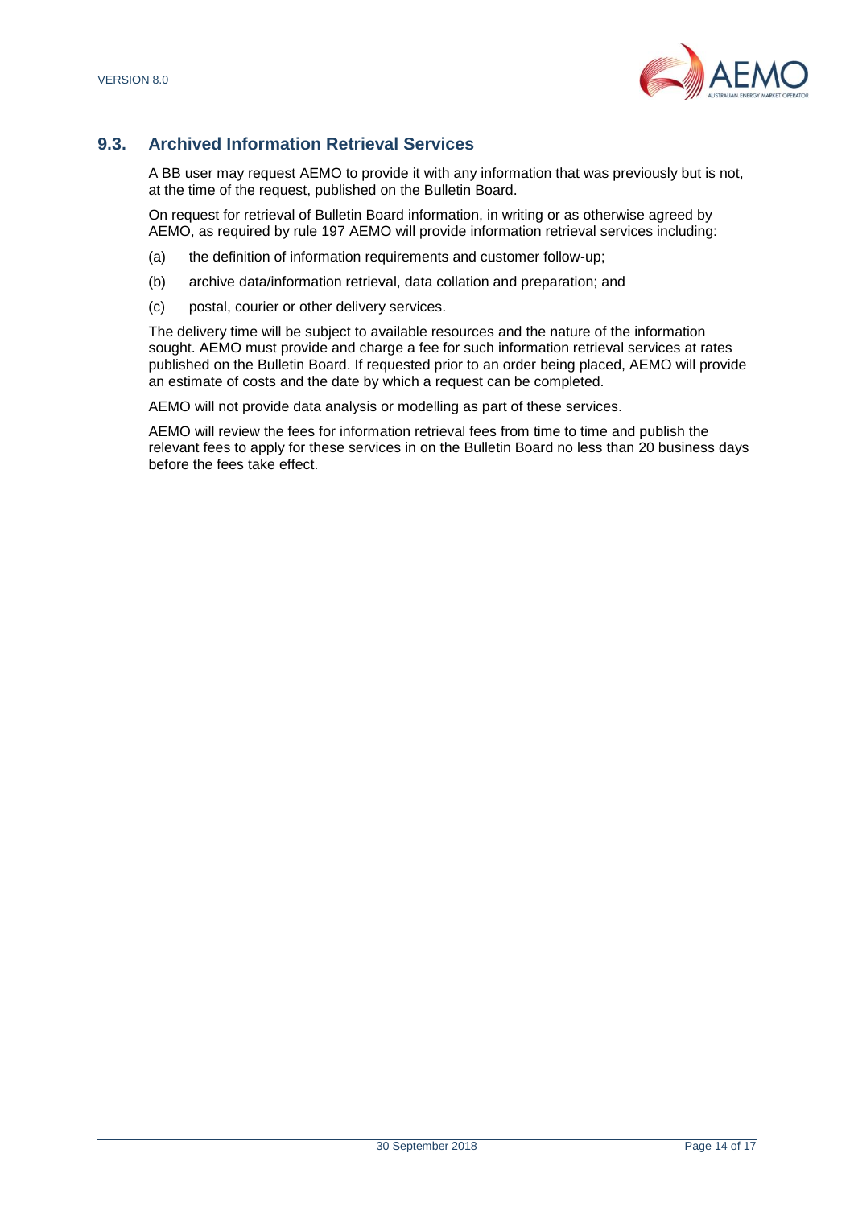## 9.3. Archived Information Retrieval Services

A BB user may request AEMO to provide it with any information that was previously but is not, at the time of the request, published on the Bulletin Board.

On request for retrieval of Bulletin Board information, in writing or as otherwise agreed by AEMO, as required by rule 197 AEMO will provide information retrieval services including:

(a) the definition of information requirements and customer follow-up;

(b) archive data/information retrieval, data collation and preparation; and

(c) postal, courier or other delivery services.

The delivery time will be subject to available resources and the nature of the information sought. AEMO must provide and charge a fee for such information retrieval services at rates published on the Bulletin Board. If requested prior to an order being placed, AEMO will provide an estimate of costs and the date by which a request can be completed.

AEMO will not provide data analysis or modelling as part of these services.

AEMO will review the fees for information retrieval fees from time to time and publish the relevant fees to apply for these services in on the Bulletin Board no less than 20 business days before the fees take effect.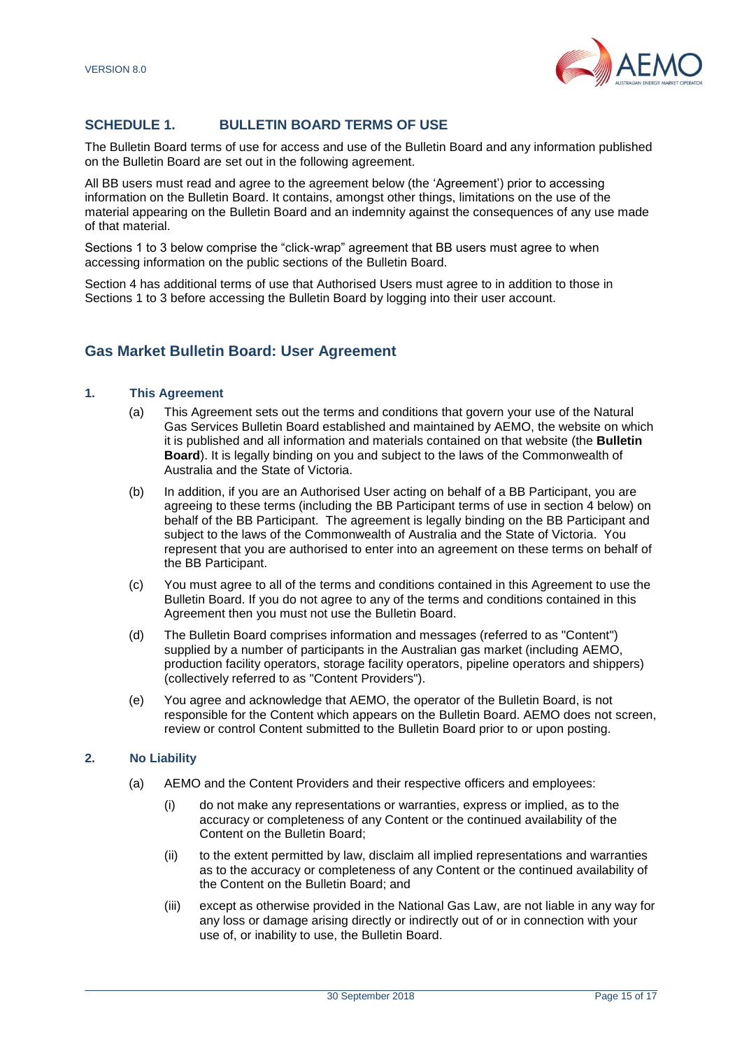## SCHEDULE 1. BULLETIN BOARD TERMS OF USE

The Bulletin Board terms of use for access and use of the Bulletin Board and any information published on the Bulletin Board are set out in the following agreement.

All BB users must read and agree to the agreement below (the 'Agreement') prior to accessing information on the Bulletin Board. It contains, amongst other things, limitations on the use of the material appearing on the Bulletin Board and an indemnity against the consequences of any use made of that material.

Sections 1 to 3 below comprise the "click-wrap" agreement that BB users must agree to when accessing information on the public sections of the Bulletin Board.

Section 4 has additional terms of use that Authorised Users must agree to in addition to those in Sections 1 to 3 before accessing the Bulletin Board by logging into their user account.

## Gas Market Bulletin Board: User Agreement

### 1. This Agreement

(a) This Agreement sets out the terms and conditions that govern your use of the Natural Gas Services Bulletin Board established and maintained by AEMO, the website on which it is published and all information and materials contained on that website (the **Bulletin Board**). It is legally binding on you and subject to the laws of the Commonwealth of Australia and the State of Victoria.

(b) In addition, if you are an Authorised User acting on behalf of a BB Participant, you are agreeing to these terms (including the BB Participant terms of use in section 4 below) on behalf of the BB Participant. The agreement is legally binding on the BB Participant and subject to the laws of the Commonwealth of Australia and the State of Victoria. You represent that you are authorised to enter into an agreement on these terms on behalf of the BB Participant.

(c) You must agree to all of the terms and conditions contained in this Agreement to use the Bulletin Board. If you do not agree to any of the terms and conditions contained in this Agreement then you must not use the Bulletin Board.

(d) The Bulletin Board comprises information and messages (referred to as "Content") supplied by a number of participants in the Australian gas market (including AEMO, production facility operators, storage facility operators, pipeline operators and shippers) (collectively referred to as "Content Providers").

(e) You agree and acknowledge that AEMO, the operator of the Bulletin Board, is not responsible for the Content which appears on the Bulletin Board. AEMO does not screen, review or control Content submitted to the Bulletin Board prior to or upon posting.

### 2. No Liability

(a) AEMO and the Content Providers and their respective officers and employees:

(i) do not make any representations or warranties, express or implied, as to the accuracy or completeness of any Content or the continued availability of the Content on the Bulletin Board;

(ii) to the extent permitted by law, disclaim all implied representations and warranties as to the accuracy or completeness of any Content or the continued availability of the Content on the Bulletin Board; and

(iii) except as otherwise provided in the National Gas Law, are not liable in any way for any loss or damage arising directly or indirectly out of or in connection with your use of, or inability to use, the Bulletin Board.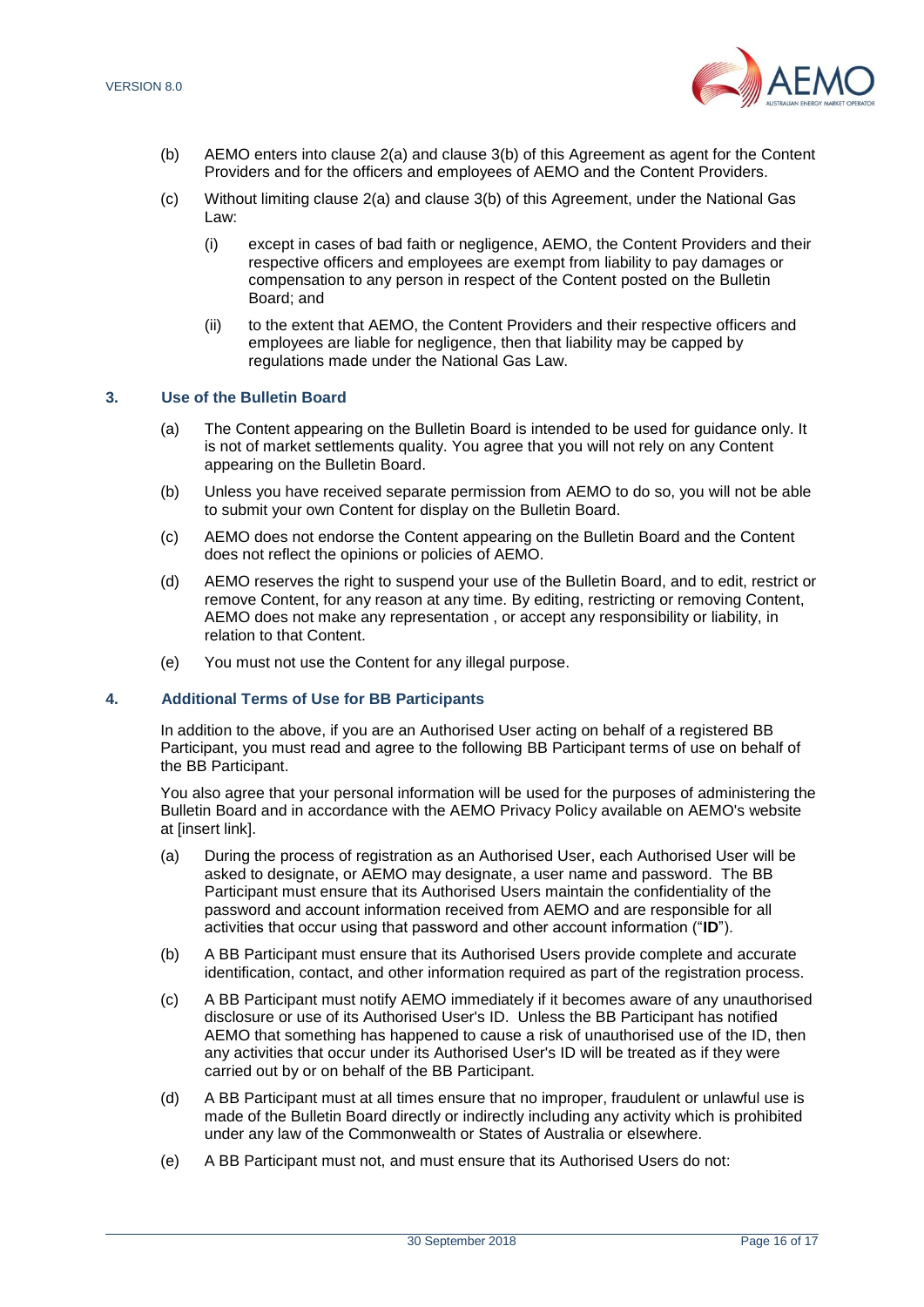(b) AEMO enters into clause 2(a) and clause 3(b) of this Agreement as agent for the Content Providers and for the officers and employees of AEMO and the Content Providers.

(c) Without limiting clause 2(a) and clause 3(b) of this Agreement, under the National Gas Law:

   (i) except in cases of bad faith or negligence, AEMO, the Content Providers and their respective officers and employees are exempt from liability to pay damages or compensation to any person in respect of the Content posted on the Bulletin Board; and

   (ii) to the extent that AEMO, the Content Providers and their respective officers and employees are liable for negligence, then that liability may be capped by regulations made under the National Gas Law.

### 3. Use of the Bulletin Board

(a) The Content appearing on the Bulletin Board is intended to be used for guidance only. It is not of market settlements quality. You agree that you will not rely on any Content appearing on the Bulletin Board.

(b) Unless you have received separate permission from AEMO to do so, you will not be able to submit your own Content for display on the Bulletin Board.

(c) AEMO does not endorse the Content appearing on the Bulletin Board and the Content does not reflect the opinions or policies of AEMO.

(d) AEMO reserves the right to suspend your use of the Bulletin Board, and to edit, restrict or remove Content, for any reason at any time. By editing, restricting or removing Content, AEMO does not make any representation , or accept any responsibility or liability, in relation to that Content.

(e) You must not use the Content for any illegal purpose.

### 4. Additional Terms of Use for BB Participants

In addition to the above, if you are an Authorised User acting on behalf of a registered BB Participant, you must read and agree to the following BB Participant terms of use on behalf of the BB Participant.

You also agree that your personal information will be used for the purposes of administering the Bulletin Board and in accordance with the AEMO Privacy Policy available on AEMO's website at [insert link].

(a) During the process of registration as an Authorised User, each Authorised User will be asked to designate, or AEMO may designate, a user name and password. The BB Participant must ensure that its Authorised Users maintain the confidentiality of the password and account information received from AEMO and are responsible for all activities that occur using that password and other account information ("**ID**").

(b) A BB Participant must ensure that its Authorised Users provide complete and accurate identification, contact, and other information required as part of the registration process.

(c) A BB Participant must notify AEMO immediately if it becomes aware of any unauthorised disclosure or use of its Authorised User's ID. Unless the BB Participant has notified AEMO that something has happened to cause a risk of unauthorised use of the ID, then any activities that occur under its Authorised User's ID will be treated as if they were carried out by or on behalf of the BB Participant.

(d) A BB Participant must at all times ensure that no improper, fraudulent or unlawful use is made of the Bulletin Board directly or indirectly including any activity which is prohibited under any law of the Commonwealth or States of Australia or elsewhere.

(e) A BB Participant must not, and must ensure that its Authorised Users do not: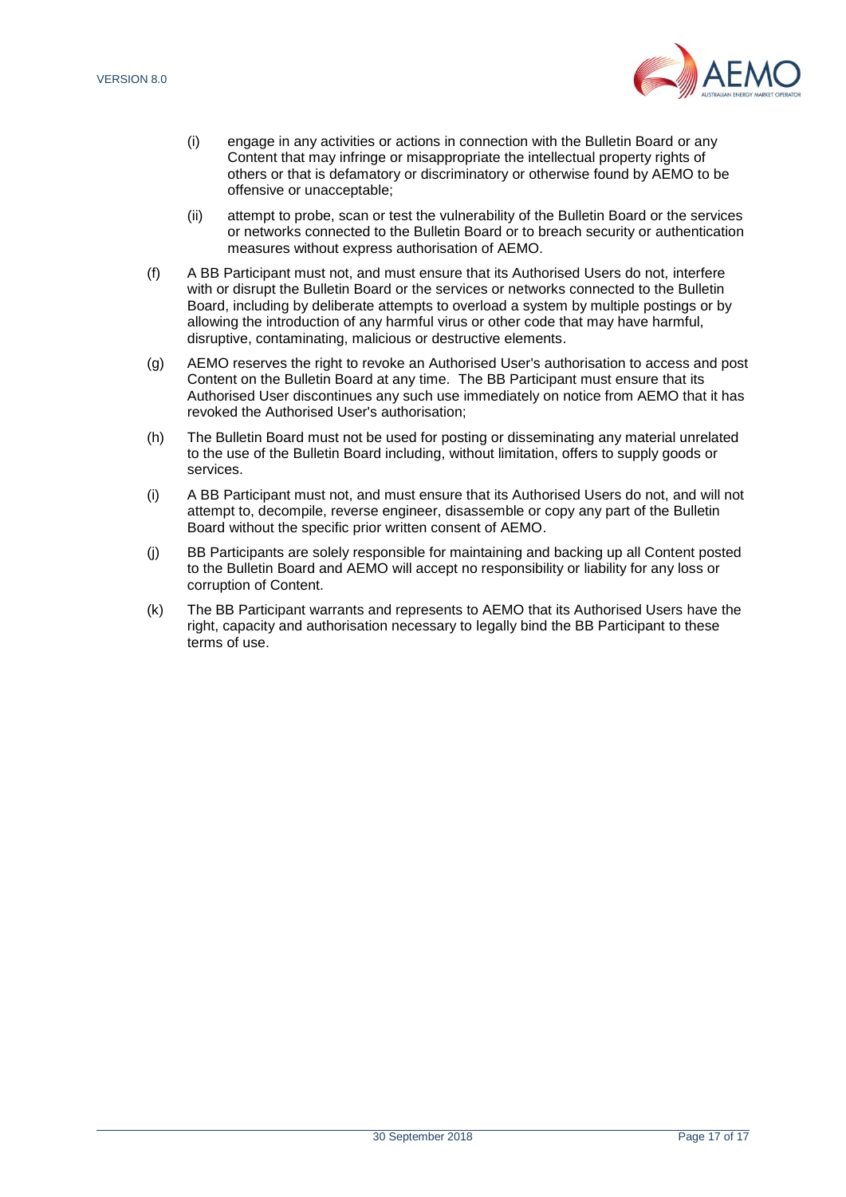(i) engage in any activities or actions in connection with the Bulletin Board or any Content that may infringe or misappropriate the intellectual property rights of others or that is defamatory or discriminatory or otherwise found by AEMO to be offensive or unacceptable;

(ii) attempt to probe, scan or test the vulnerability of the Bulletin Board or the services or networks connected to the Bulletin Board or to breach security or authentication measures without express authorisation of AEMO.

(f) A BB Participant must not, and must ensure that its Authorised Users do not, interfere with or disrupt the Bulletin Board or the services or networks connected to the Bulletin Board, including by deliberate attempts to overload a system by multiple postings or by allowing the introduction of any harmful virus or other code that may have harmful, disruptive, contaminating, malicious or destructive elements.

(g) AEMO reserves the right to revoke an Authorised User's authorisation to access and post Content on the Bulletin Board at any time. The BB Participant must ensure that its Authorised User discontinues any such use immediately on notice from AEMO that it has revoked the Authorised User's authorisation;

(h) The Bulletin Board must not be used for posting or disseminating any material unrelated to the use of the Bulletin Board including, without limitation, offers to supply goods or services.

(i) A BB Participant must not, and must ensure that its Authorised Users do not, and will not attempt to, decompile, reverse engineer, disassemble or copy any part of the Bulletin Board without the specific prior written consent of AEMO.

(j) BB Participants are solely responsible for maintaining and backing up all Content posted to the Bulletin Board and AEMO will accept no responsibility or liability for any loss or corruption of Content.

(k) The BB Participant warrants and represents to AEMO that its Authorised Users have the right, capacity and authorisation necessary to legally bind the BB Participant to these terms of use.